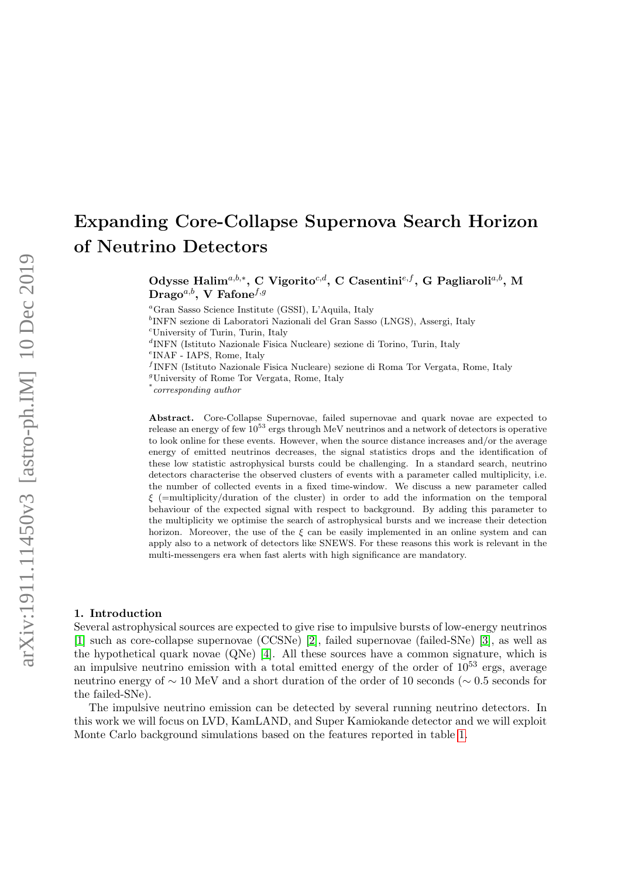# Expanding Core-Collapse Supernova Search Horizon of Neutrino Detectors

**Odysse Halim**[a,b,*], **C Vigorito**[c,d], **C Casentini**[e,f], **G Pagliaroli**[a,b], **M Drago**[a,b], **V Fafone**[f,g]

[a]Gran Sasso Science Institute (GSSI), L'Aquila, Italy
[b]INFN sezione di Laboratori Nazionali del Gran Sasso (LNGS), Assergi, Italy
[c]University of Turin, Turin, Italy
[d]INFN (Istituto Nazionale Fisica Nucleare) sezione di Torino, Turin, Italy
[e]INAF - IAPS, Rome, Italy
[f]INFN (Istituto Nazionale Fisica Nucleare) sezione di Roma Tor Vergata, Rome, Italy
[g]University of Rome Tor Vergata, Rome, Italy
[*]*corresponding author*

**Abstract.** Core-Collapse Supernovae, failed supernovae and quark novae are expected to release an energy of few $10^{53}$ ergs through MeV neutrinos and a network of detectors is operative to look online for these events. However, when the source distance increases and/or the average energy of emitted neutrinos decreases, the signal statistics drops and the identification of these low statistic astrophysical bursts could be challenging. In a standard search, neutrino detectors characterise the observed clusters of events with a parameter called multiplicity, i.e. the number of collected events in a fixed time-window. We discuss a new parameter called $\xi$ (=multiplicity/duration of the cluster) in order to add the information on the temporal behaviour of the expected signal with respect to background. By adding this parameter to the multiplicity we optimise the search of astrophysical bursts and we increase their detection horizon. Moreover, the use of the $\xi$ can be easily implemented in an online system and can apply also to a network of detectors like SNEWS. For these reasons this work is relevant in the multi-messengers era when fast alerts with high significance are mandatory.

## 1. Introduction

Several astrophysical sources are expected to give rise to impulsive bursts of low-energy neutrinos [1] such as core-collapse supernovae (CCSNe) [2], failed supernovae (failed-SNe) [3], as well as the hypothetical quark novae (QNe) [4]. All these sources have a common signature, which is an impulsive neutrino emission with a total emitted energy of the order of $10^{53}$ ergs, average neutrino energy of $\sim 10$ MeV and a short duration of the order of 10 seconds ($\sim 0.5$ seconds for the failed-SNe).

The impulsive neutrino emission can be detected by several running neutrino detectors. In this work we will focus on LVD, KamLAND, and Super Kamiokande detector and we will exploit Monte Carlo background simulations based on the features reported in table 1.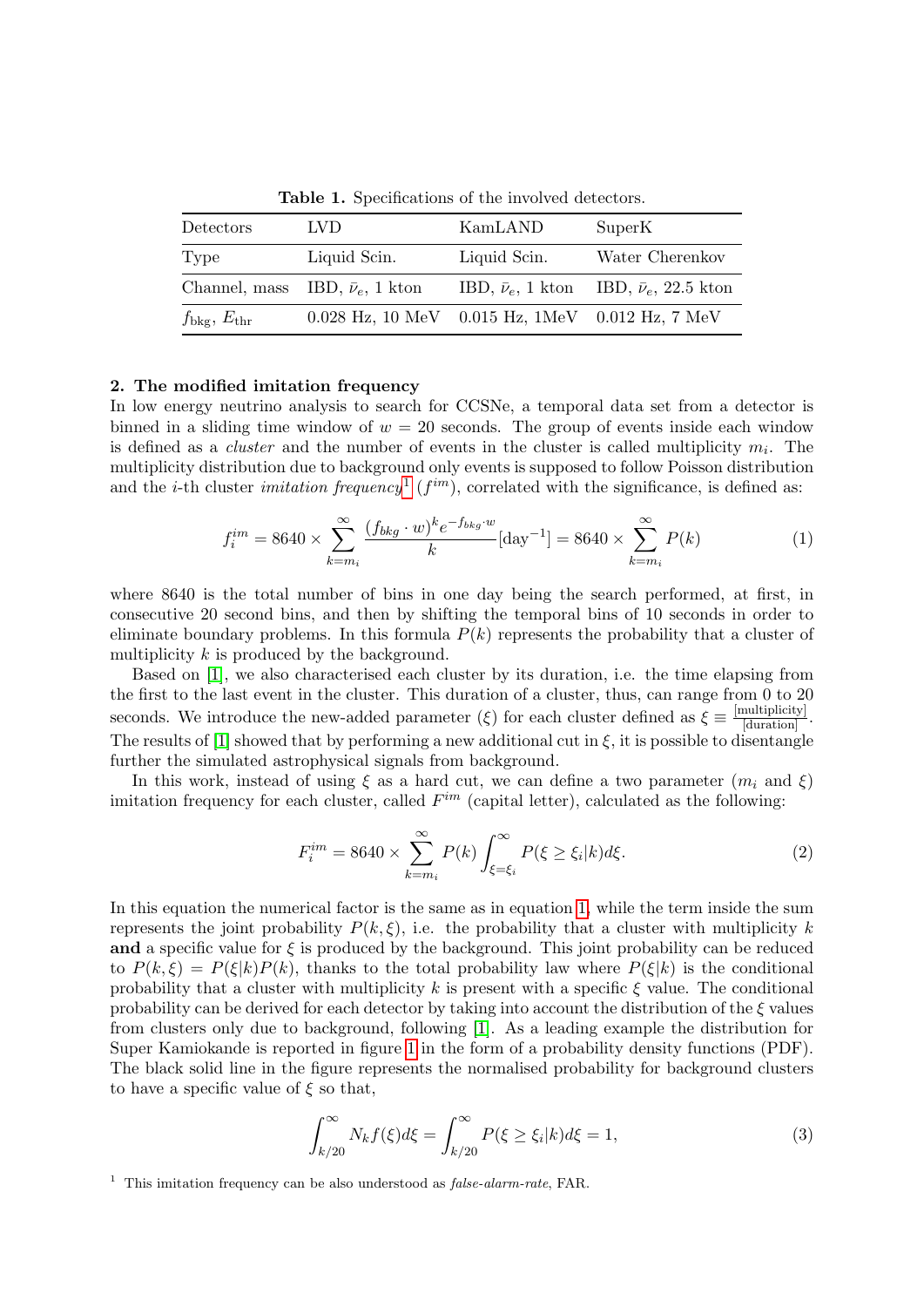**Table 1.** Specifications of the involved detectors.

| Detectors | LVD | KamLAND | SuperK |
|---|---|---|---|
| Type | Liquid Scin. | Liquid Scin. | Water Cherenkov |
| Channel, mass | IBD, $\bar{\nu}_e$, 1 kton | IBD, $\bar{\nu}_e$, 1 kton | IBD, $\bar{\nu}_e$, 22.5 kton |
| $f_{\rm bkg}$, $E_{\rm thr}$ | 0.028 Hz, 10 MeV | 0.015 Hz, 1MeV | 0.012 Hz, 7 MeV |

## 2. The modified imitation frequency

In low energy neutrino analysis to search for CCSNe, a temporal data set from a detector is binned in a sliding time window of $w = 20$ seconds. The group of events inside each window is defined as a *cluster* and the number of events in the cluster is called multiplicity $m_i$. The multiplicity distribution due to background only events is supposed to follow Poisson distribution and the $i$-th cluster *imitation frequency*[1] ($f^{im}$), correlated with the significance, is defined as:

$$f_i^{im} = 8640 \times \sum_{k=m_i}^{\infty} \frac{(f_{bkg} \cdot w)^k e^{-f_{bkg} \cdot w}}{k} [\text{day}^{-1}] = 8640 \times \sum_{k=m_i}^{\infty} P(k) \tag{1}$$

where 8640 is the total number of bins in one day being the search performed, at first, in consecutive 20 second bins, and then by shifting the temporal bins of 10 seconds in order to eliminate boundary problems. In this formula $P(k)$ represents the probability that a cluster of multiplicity $k$ is produced by the background.

Based on [1], we also characterised each cluster by its duration, i.e. the time elapsing from the first to the last event in the cluster. This duration of a cluster, thus, can range from 0 to 20 seconds. We introduce the new-added parameter ($\xi$) for each cluster defined as $\xi \equiv \frac{[\text{multiplicity}]}{[\text{duration}]}$. The results of [1] showed that by performing a new additional cut in $\xi$, it is possible to disentangle further the simulated astrophysical signals from background.

In this work, instead of using $\xi$ as a hard cut, we can define a two parameter ($m_i$ and $\xi$) imitation frequency for each cluster, called $F^{im}$ (capital letter), calculated as the following:

$$F_i^{im} = 8640 \times \sum_{k=m_i}^{\infty} P(k) \int_{\xi=\xi_i}^{\infty} P(\xi \geq \xi_i | k) d\xi. \tag{2}$$

In this equation the numerical factor is the same as in equation 1, while the term inside the sum represents the joint probability $P(k, \xi)$, i.e. the probability that a cluster with multiplicity $k$ **and** a specific value for $\xi$ is produced by the background. This joint probability can be reduced to $P(k, \xi) = P(\xi|k)P(k)$, thanks to the total probability law where $P(\xi|k)$ is the conditional probability that a cluster with multiplicity $k$ is present with a specific $\xi$ value. The conditional probability can be derived for each detector by taking into account the distribution of the $\xi$ values from clusters only due to background, following [1]. As a leading example the distribution for Super Kamiokande is reported in figure 1 in the form of a probability density functions (PDF). The black solid line in the figure represents the normalised probability for background clusters to have a specific value of $\xi$ so that,

$$\int_{k/20}^{\infty} N_k f(\xi) d\xi = \int_{k/20}^{\infty} P(\xi \geq \xi_i | k) d\xi = 1, \tag{3}$$

[1] This imitation frequency can be also understood as *false-alarm-rate*, FAR.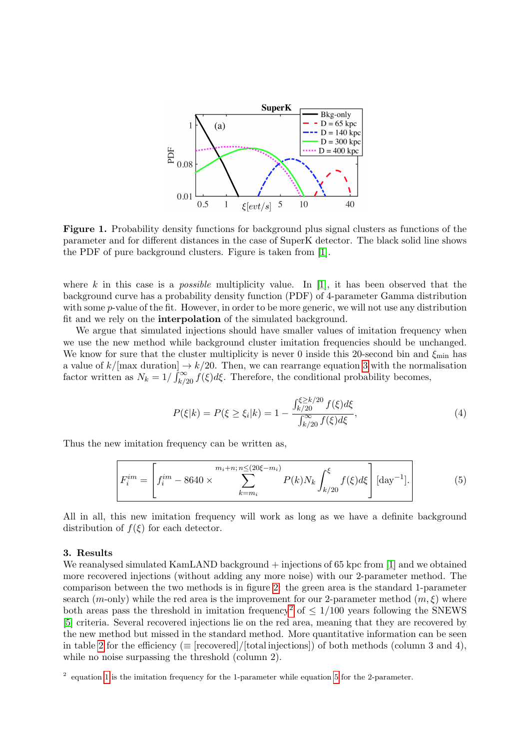**Figure 1.** Probability density functions for background plus signal clusters as functions of the parameter and for different distances in the case of SuperK detector. The black solid line shows the PDF of pure background clusters. Figure is taken from [1].

where $k$ in this case is a *possible* multiplicity value. In [1], it has been observed that the background curve has a probability density function (PDF) of 4-parameter Gamma distribution with some $p$-value of the fit. However, in order to be more generic, we will not use any distribution fit and we rely on the **interpolation** of the simulated background.

We argue that simulated injections should have smaller values of imitation frequency when we use the new method while background cluster imitation frequencies should be unchanged. We know for sure that the cluster multiplicity is never 0 inside this 20-second bin and $\xi_{\min}$ has a value of $k/[\text{max duration}] \to k/20$. Then, we can rearrange equation 3 with the normalisation factor written as $N_k = 1/\int_{k/20}^{\infty} f(\xi)d\xi$. Therefore, the conditional probability becomes,

$$P(\xi|k) = P(\xi \geq \xi_i|k) = 1 - \frac{\int_{k/20}^{\xi \geq k/20} f(\xi)d\xi}{\int_{k/20}^{\infty} f(\xi)d\xi}, \tag{4}$$

Thus the new imitation frequency can be written as,

$$\boxed{F_i^{im} = \left[ f_i^{im} - 8640 \times \sum_{k=m_i}^{m_i+n;\, n \leq (20\xi - m_i)} P(k) N_k \int_{k/20}^{\xi} f(\xi)d\xi \right] [\text{day}^{-1}].} \tag{5}$$

All in all, this new imitation frequency will work as long as we have a definite background distribution of $f(\xi)$ for each detector.

## 3. Results

We reanalysed simulated KamLAND background + injections of 65 kpc from [1] and we obtained more recovered injections (without adding any more noise) with our 2-parameter method. The comparison between the two methods is in figure 2: the green area is the standard 1-parameter search ($m$-only) while the red area is the improvement for our 2-parameter method ($m, \xi$) where both areas pass the threshold in imitation frequency[2] of $\leq 1/100$ years following the SNEWS [5] criteria. Several recovered injections lie on the red area, meaning that they are recovered by the new method but missed in the standard method. More quantitative information can be seen in table 2 for the efficiency ($\equiv$ [recovered]/[total injections]) of both methods (column 3 and 4), while no noise surpassing the threshold (column 2).

[2] equation 1 is the imitation frequency for the 1-parameter while equation 5 for the 2-parameter.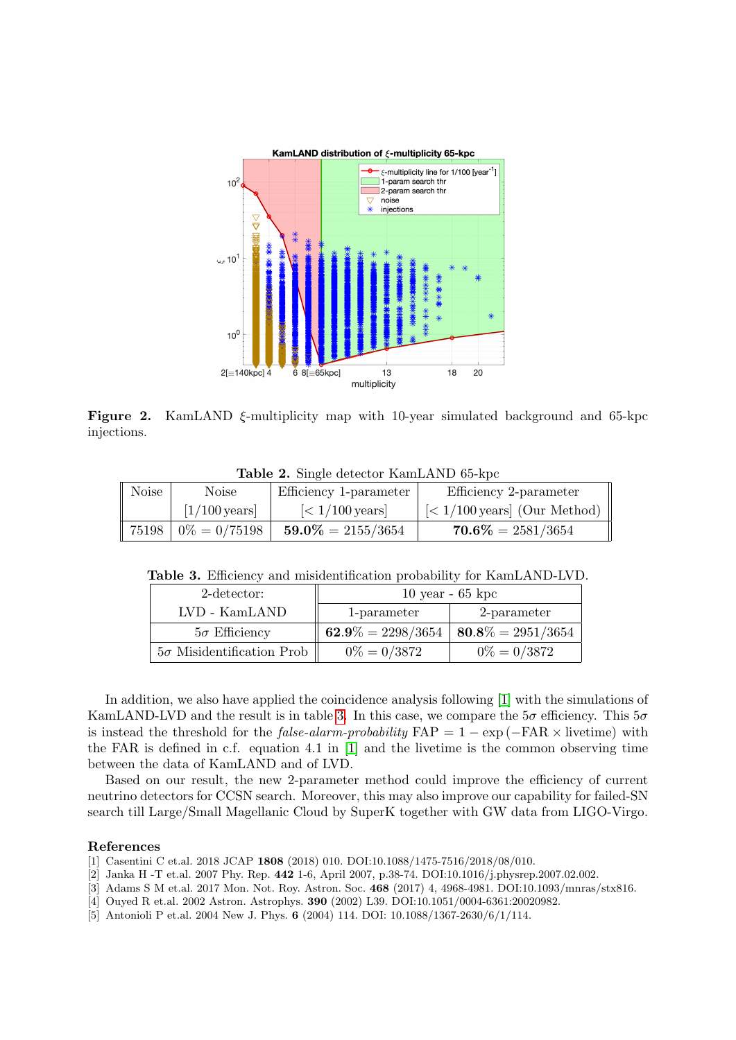KamLAND distribution of $\xi$-multiplicity 65-kpc

$\xi$-multiplicity line for 1/100 [year$^{-1}$]
1-param search thr
2-param search thr
noise
injections

$10^2$
$\xi$ $10^1$
$10^0$

2[≡140kpc] 4 6 8[≡65kpc] 13 18 20
multiplicity

**Figure 2.** KamLAND $\xi$-multiplicity map with 10-year simulated background and 65-kpc injections.

**Table 2.** Single detector KamLAND 65-kpc

| Noise | Noise [1/100 years] | Efficiency 1-parameter [< 1/100 years] | Efficiency 2-parameter [< 1/100 years] (Our Method) |
|---|---|---|---|
| 75198 | 0% = 0/75198 | **59.0%** = 2155/3654 | **70.6%** = 2581/3654 |

**Table 3.** Efficiency and misidentification probability for KamLAND-LVD.

| 2-detector: LVD - KamLAND | 10 year - 65 kpc | |
|---|---|---|
| | 1-parameter | 2-parameter |
| $5\sigma$ Efficiency | **62.9**% = 2298/3654 | **80.8**% = 2951/3654 |
| $5\sigma$ Misidentification Prob | 0% = 0/3872 | 0% = 0/3872 |

In addition, we also have applied the coincidence analysis following [1] with the simulations of KamLAND-LVD and the result is in table 3. In this case, we compare the $5\sigma$ efficiency. This $5\sigma$ is instead the threshold for the *false-alarm-probability* FAP $= 1 - \exp(-\text{FAR} \times \text{livetime})$ with the FAR is defined in c.f. equation 4.1 in [1] and the livetime is the common observing time between the data of KamLAND and of LVD.

Based on our result, the new 2-parameter method could improve the efficiency of current neutrino detectors for CCSN search. Moreover, this may also improve our capability for failed-SN search till Large/Small Magellanic Cloud by SuperK together with GW data from LIGO-Virgo.

## References

[1] Casentini C et.al. 2018 JCAP **1808** (2018) 010. DOI:10.1088/1475-7516/2018/08/010.
[2] Janka H -T et.al. 2007 Phy. Rep. **442** 1-6, April 2007, p.38-74. DOI:10.1016/j.physrep.2007.02.002.
[3] Adams S M et.al. 2017 Mon. Not. Roy. Astron. Soc. **468** (2017) 4, 4968-4981. DOI:10.1093/mnras/stx816.
[4] Ouyed R et.al. 2002 Astron. Astrophys. **390** (2002) L39. DOI:10.1051/0004-6361:20020982.
[5] Antonioli P et.al. 2004 New J. Phys. **6** (2004) 114. DOI: 10.1088/1367-2630/6/1/114.